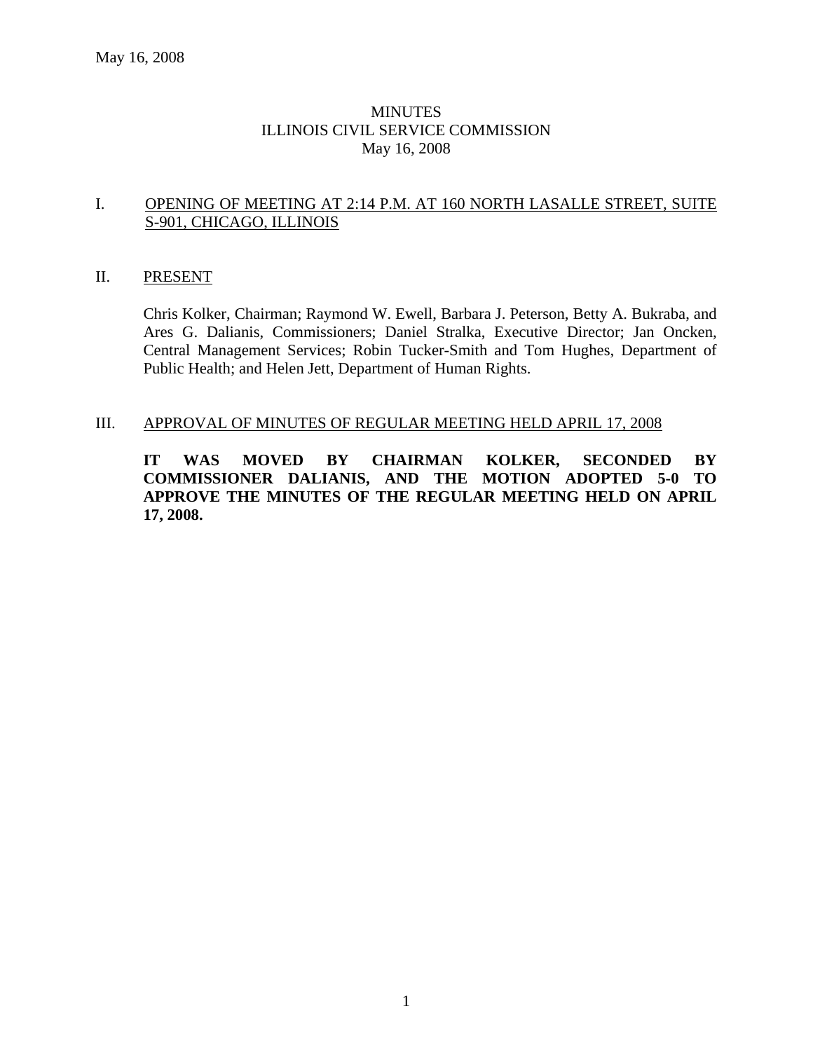May 16, 2008

# MINUTES
# ILLINOIS CIVIL SERVICE COMMISSION
# May 16, 2008

## I. OPENING OF MEETING AT 2:14 P.M. AT 160 NORTH LASALLE STREET, SUITE S-901, CHICAGO, ILLINOIS

## II. PRESENT

Chris Kolker, Chairman; Raymond W. Ewell, Barbara J. Peterson, Betty A. Bukraba, and Ares G. Dalianis, Commissioners; Daniel Stralka, Executive Director; Jan Oncken, Central Management Services; Robin Tucker-Smith and Tom Hughes, Department of Public Health; and Helen Jett, Department of Human Rights.

## III. APPROVAL OF MINUTES OF REGULAR MEETING HELD APRIL 17, 2008

**IT WAS MOVED BY CHAIRMAN KOLKER, SECONDED BY COMMISSIONER DALIANIS, AND THE MOTION ADOPTED 5-0 TO APPROVE THE MINUTES OF THE REGULAR MEETING HELD ON APRIL 17, 2008.**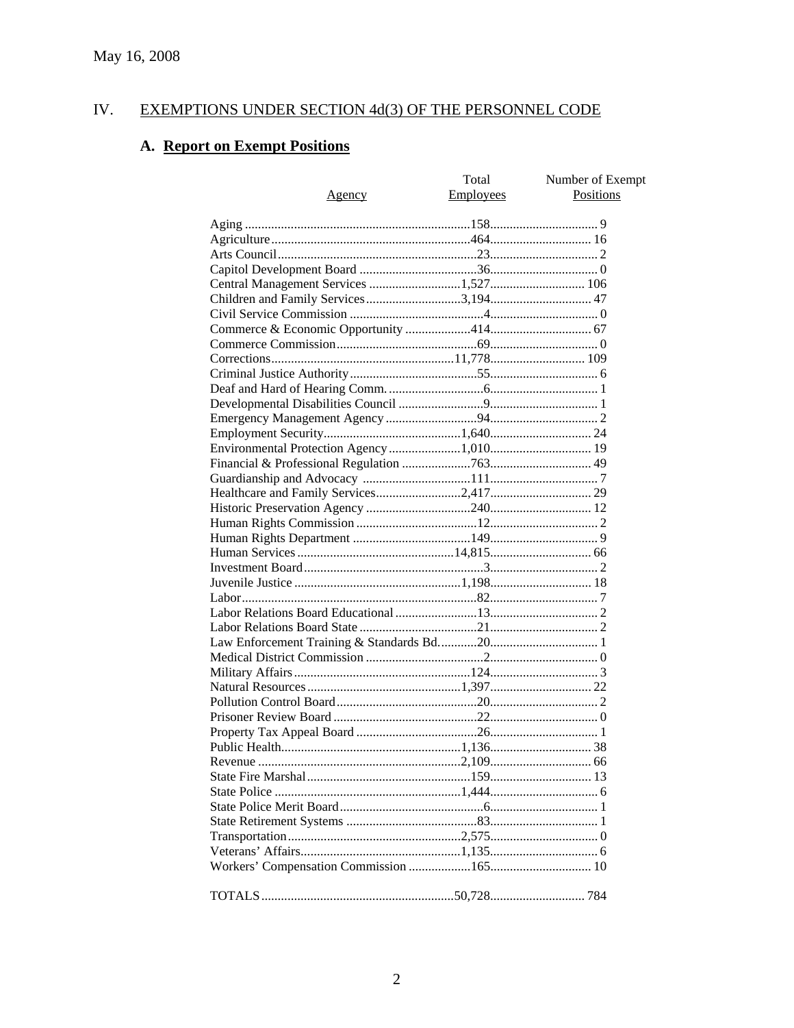May 16, 2008

## IV. EXEMPTIONS UNDER SECTION 4d(3) OF THE PERSONNEL CODE

### A. Report on Exempt Positions

| Agency | Total Employees | Number of Exempt Positions |
|---|---|---|
| Aging | 158 | 9 |
| Agriculture | 464 | 16 |
| Arts Council | 23 | 2 |
| Capitol Development Board | 36 | 0 |
| Central Management Services | 1,527 | 106 |
| Children and Family Services | 3,194 | 47 |
| Civil Service Commission | 4 | 0 |
| Commerce & Economic Opportunity | 414 | 67 |
| Commerce Commission | 69 | 0 |
| Corrections | 11,778 | 109 |
| Criminal Justice Authority | 55 | 6 |
| Deaf and Hard of Hearing Comm. | 6 | 1 |
| Developmental Disabilities Council | 9 | 1 |
| Emergency Management Agency | 94 | 2 |
| Employment Security | 1,640 | 24 |
| Environmental Protection Agency | 1,010 | 19 |
| Financial & Professional Regulation | 763 | 49 |
| Guardianship and Advocacy | 111 | 7 |
| Healthcare and Family Services | 2,417 | 29 |
| Historic Preservation Agency | 240 | 12 |
| Human Rights Commission | 12 | 2 |
| Human Rights Department | 149 | 9 |
| Human Services | 14,815 | 66 |
| Investment Board | 3 | 2 |
| Juvenile Justice | 1,198 | 18 |
| Labor | 82 | 7 |
| Labor Relations Board Educational | 13 | 2 |
| Labor Relations Board State | 21 | 2 |
| Law Enforcement Training & Standards Bd. | 20 | 1 |
| Medical District Commission | 2 | 0 |
| Military Affairs | 124 | 3 |
| Natural Resources | 1,397 | 22 |
| Pollution Control Board | 20 | 2 |
| Prisoner Review Board | 22 | 0 |
| Property Tax Appeal Board | 26 | 1 |
| Public Health | 1,136 | 38 |
| Revenue | 2,109 | 66 |
| State Fire Marshal | 159 | 13 |
| State Police | 1,444 | 6 |
| State Police Merit Board | 6 | 1 |
| State Retirement Systems | 83 | 1 |
| Transportation | 2,575 | 0 |
| Veterans' Affairs | 1,135 | 6 |
| Workers' Compensation Commission | 165 | 10 |
| TOTALS | 50,728 | 784 |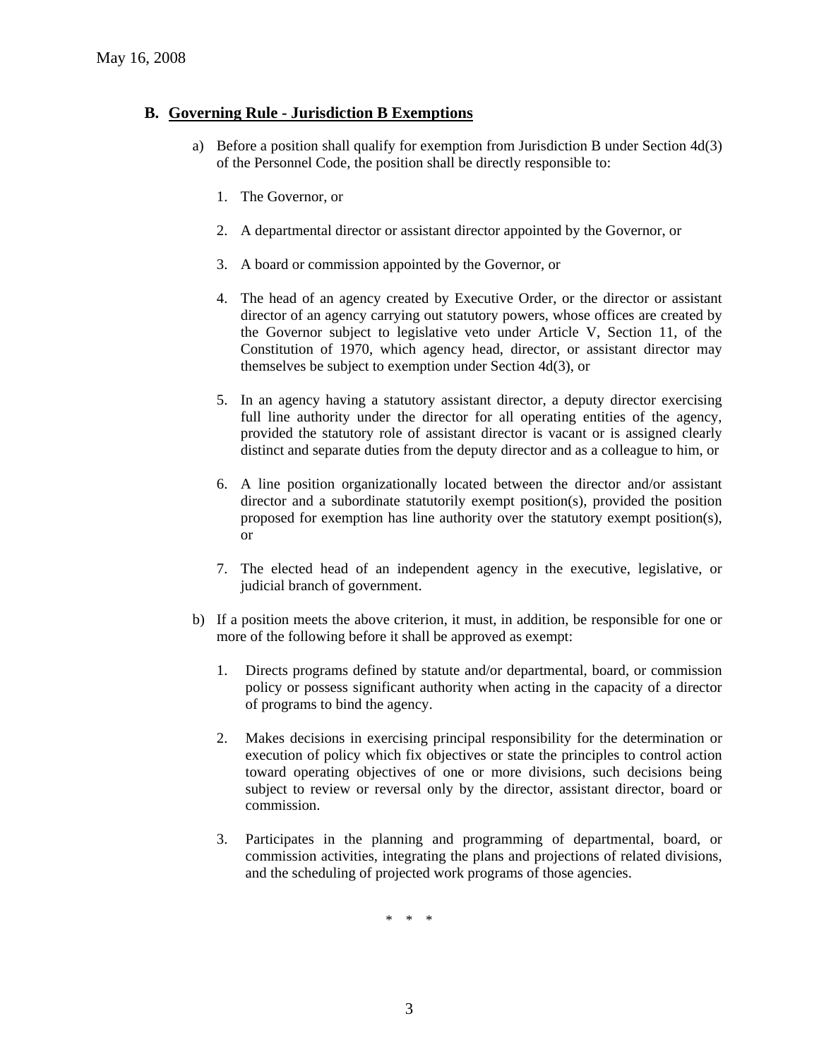### B. Governing Rule - Jurisdiction B Exemptions

a) Before a position shall qualify for exemption from Jurisdiction B under Section 4d(3) of the Personnel Code, the position shall be directly responsible to:

1. The Governor, or

2. A departmental director or assistant director appointed by the Governor, or

3. A board or commission appointed by the Governor, or

4. The head of an agency created by Executive Order, or the director or assistant director of an agency carrying out statutory powers, whose offices are created by the Governor subject to legislative veto under Article V, Section 11, of the Constitution of 1970, which agency head, director, or assistant director may themselves be subject to exemption under Section 4d(3), or

5. In an agency having a statutory assistant director, a deputy director exercising full line authority under the director for all operating entities of the agency, provided the statutory role of assistant director is vacant or is assigned clearly distinct and separate duties from the deputy director and as a colleague to him, or

6. A line position organizationally located between the director and/or assistant director and a subordinate statutorily exempt position(s), provided the position proposed for exemption has line authority over the statutory exempt position(s), or

7. The elected head of an independent agency in the executive, legislative, or judicial branch of government.

b) If a position meets the above criterion, it must, in addition, be responsible for one or more of the following before it shall be approved as exempt:

1. Directs programs defined by statute and/or departmental, board, or commission policy or possess significant authority when acting in the capacity of a director of programs to bind the agency.

2. Makes decisions in exercising principal responsibility for the determination or execution of policy which fix objectives or state the principles to control action toward operating objectives of one or more divisions, such decisions being subject to review or reversal only by the director, assistant director, board or commission.

3. Participates in the planning and programming of departmental, board, or commission activities, integrating the plans and projections of related divisions, and the scheduling of projected work programs of those agencies.

\* \* \*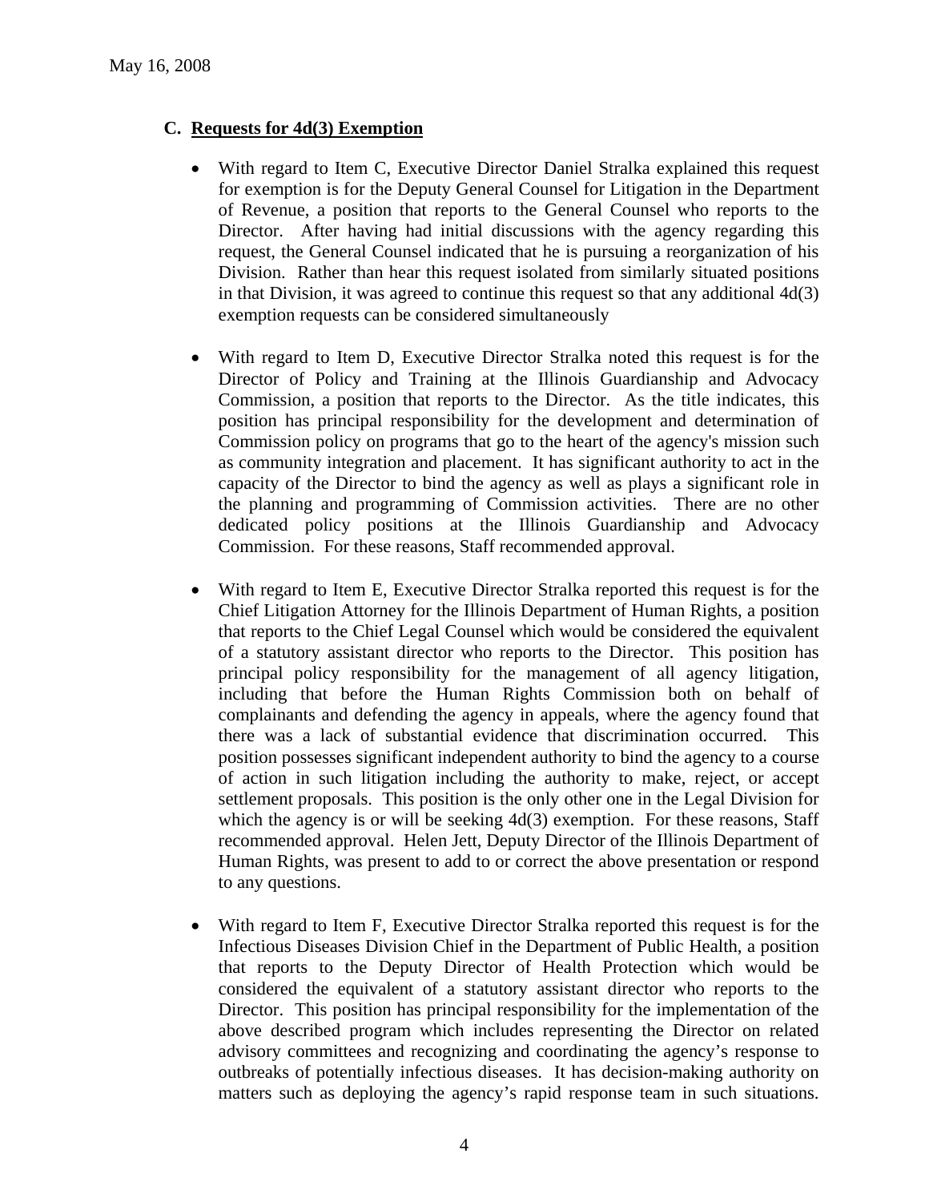May 16, 2008

## C. Requests for 4d(3) Exemption

- With regard to Item C, Executive Director Daniel Stralka explained this request for exemption is for the Deputy General Counsel for Litigation in the Department of Revenue, a position that reports to the General Counsel who reports to the Director. After having had initial discussions with the agency regarding this request, the General Counsel indicated that he is pursuing a reorganization of his Division. Rather than hear this request isolated from similarly situated positions in that Division, it was agreed to continue this request so that any additional 4d(3) exemption requests can be considered simultaneously

- With regard to Item D, Executive Director Stralka noted this request is for the Director of Policy and Training at the Illinois Guardianship and Advocacy Commission, a position that reports to the Director. As the title indicates, this position has principal responsibility for the development and determination of Commission policy on programs that go to the heart of the agency's mission such as community integration and placement. It has significant authority to act in the capacity of the Director to bind the agency as well as plays a significant role in the planning and programming of Commission activities. There are no other dedicated policy positions at the Illinois Guardianship and Advocacy Commission. For these reasons, Staff recommended approval.

- With regard to Item E, Executive Director Stralka reported this request is for the Chief Litigation Attorney for the Illinois Department of Human Rights, a position that reports to the Chief Legal Counsel which would be considered the equivalent of a statutory assistant director who reports to the Director. This position has principal policy responsibility for the management of all agency litigation, including that before the Human Rights Commission both on behalf of complainants and defending the agency in appeals, where the agency found that there was a lack of substantial evidence that discrimination occurred. This position possesses significant independent authority to bind the agency to a course of action in such litigation including the authority to make, reject, or accept settlement proposals. This position is the only other one in the Legal Division for which the agency is or will be seeking 4d(3) exemption. For these reasons, Staff recommended approval. Helen Jett, Deputy Director of the Illinois Department of Human Rights, was present to add to or correct the above presentation or respond to any questions.

- With regard to Item F, Executive Director Stralka reported this request is for the Infectious Diseases Division Chief in the Department of Public Health, a position that reports to the Deputy Director of Health Protection which would be considered the equivalent of a statutory assistant director who reports to the Director. This position has principal responsibility for the implementation of the above described program which includes representing the Director on related advisory committees and recognizing and coordinating the agency's response to outbreaks of potentially infectious diseases. It has decision-making authority on matters such as deploying the agency's rapid response team in such situations.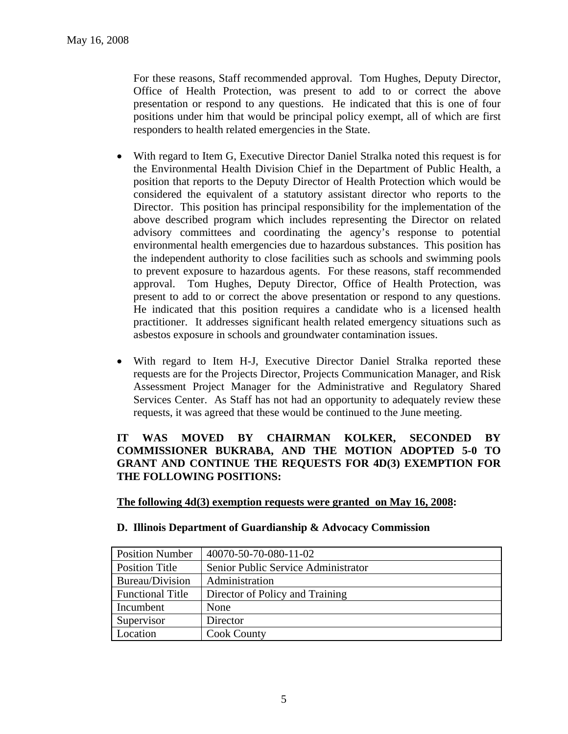For these reasons, Staff recommended approval. Tom Hughes, Deputy Director, Office of Health Protection, was present to add to or correct the above presentation or respond to any questions. He indicated that this is one of four positions under him that would be principal policy exempt, all of which are first responders to health related emergencies in the State.

- With regard to Item G, Executive Director Daniel Stralka noted this request is for the Environmental Health Division Chief in the Department of Public Health, a position that reports to the Deputy Director of Health Protection which would be considered the equivalent of a statutory assistant director who reports to the Director. This position has principal responsibility for the implementation of the above described program which includes representing the Director on related advisory committees and coordinating the agency's response to potential environmental health emergencies due to hazardous substances. This position has the independent authority to close facilities such as schools and swimming pools to prevent exposure to hazardous agents. For these reasons, staff recommended approval. Tom Hughes, Deputy Director, Office of Health Protection, was present to add to or correct the above presentation or respond to any questions. He indicated that this position requires a candidate who is a licensed health practitioner. It addresses significant health related emergency situations such as asbestos exposure in schools and groundwater contamination issues.

- With regard to Item H-J, Executive Director Daniel Stralka reported these requests are for the Projects Director, Projects Communication Manager, and Risk Assessment Project Manager for the Administrative and Regulatory Shared Services Center. As Staff has not had an opportunity to adequately review these requests, it was agreed that these would be continued to the June meeting.

**IT WAS MOVED BY CHAIRMAN KOLKER, SECONDED BY COMMISSIONER BUKRABA, AND THE MOTION ADOPTED 5-0 TO GRANT AND CONTINUE THE REQUESTS FOR 4D(3) EXEMPTION FOR THE FOLLOWING POSITIONS:**

**<u>The following 4d(3) exemption requests were granted on May 16, 2008</u>:**

**D. Illinois Department of Guardianship & Advocacy Commission**

| Position Number | 40070-50-70-080-11-02 |
|---|---|
| Position Title | Senior Public Service Administrator |
| Bureau/Division | Administration |
| Functional Title | Director of Policy and Training |
| Incumbent | None |
| Supervisor | Director |
| Location | Cook County |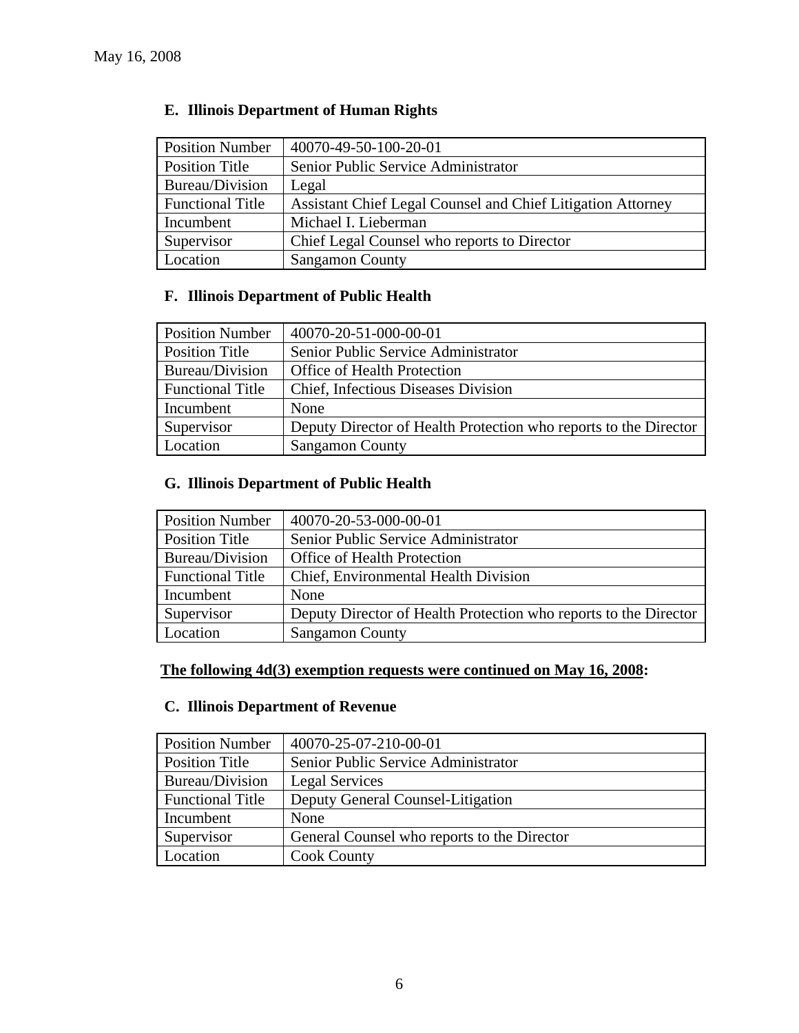May 16, 2008

**E. Illinois Department of Human Rights**

| Position Number | 40070-49-50-100-20-01 |
|---|---|
| Position Title | Senior Public Service Administrator |
| Bureau/Division | Legal |
| Functional Title | Assistant Chief Legal Counsel and Chief Litigation Attorney |
| Incumbent | Michael I. Lieberman |
| Supervisor | Chief Legal Counsel who reports to Director |
| Location | Sangamon County |

**F. Illinois Department of Public Health**

| Position Number | 40070-20-51-000-00-01 |
|---|---|
| Position Title | Senior Public Service Administrator |
| Bureau/Division | Office of Health Protection |
| Functional Title | Chief, Infectious Diseases Division |
| Incumbent | None |
| Supervisor | Deputy Director of Health Protection who reports to the Director |
| Location | Sangamon County |

**G. Illinois Department of Public Health**

| Position Number | 40070-20-53-000-00-01 |
|---|---|
| Position Title | Senior Public Service Administrator |
| Bureau/Division | Office of Health Protection |
| Functional Title | Chief, Environmental Health Division |
| Incumbent | None |
| Supervisor | Deputy Director of Health Protection who reports to the Director |
| Location | Sangamon County |

**The following 4d(3) exemption requests were continued on May 16, 2008:**

**C. Illinois Department of Revenue**

| Position Number | 40070-25-07-210-00-01 |
|---|---|
| Position Title | Senior Public Service Administrator |
| Bureau/Division | Legal Services |
| Functional Title | Deputy General Counsel-Litigation |
| Incumbent | None |
| Supervisor | General Counsel who reports to the Director |
| Location | Cook County |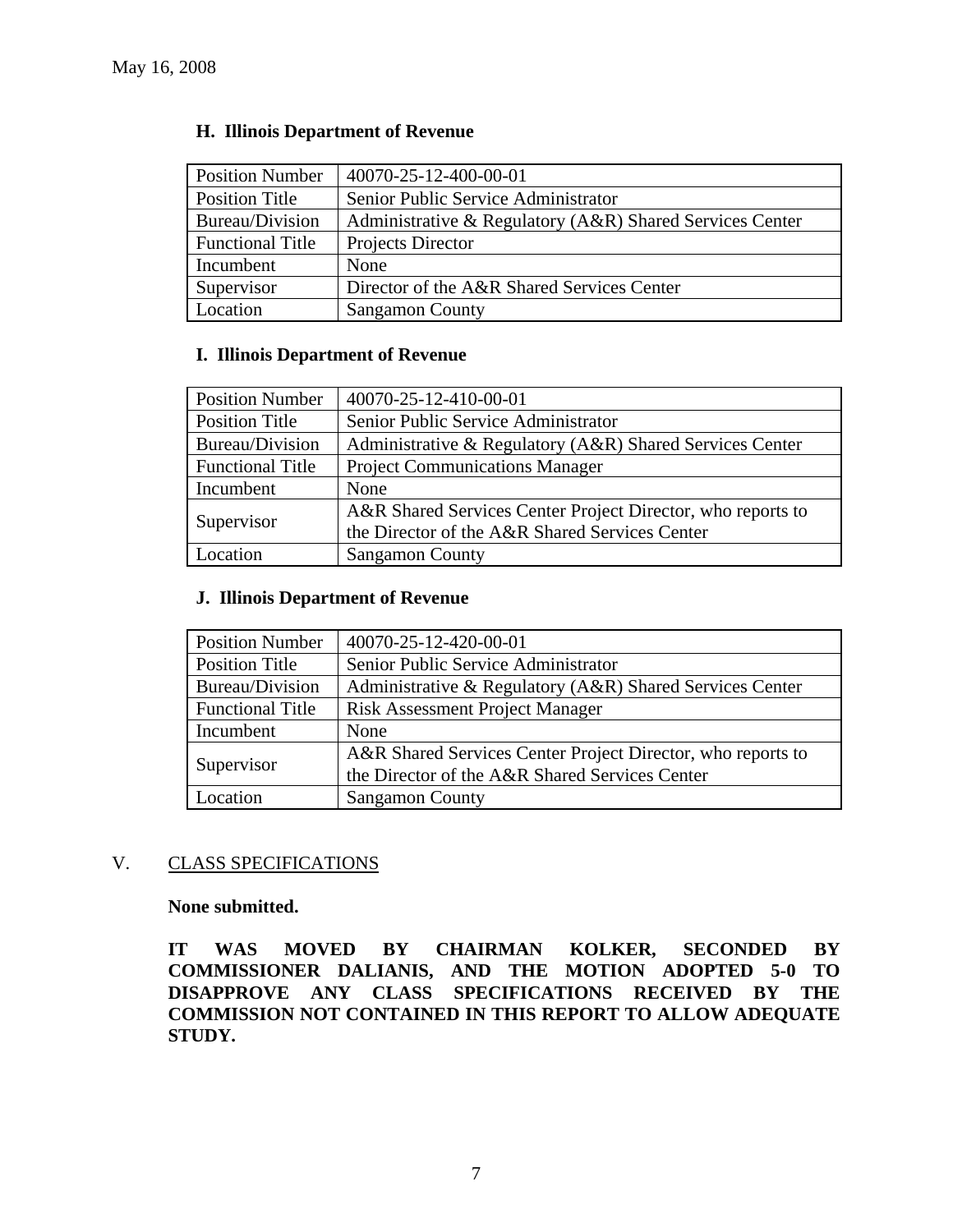May 16, 2008

**H. Illinois Department of Revenue**

| Position Number | 40070-25-12-400-00-01 |
|---|---|
| Position Title | Senior Public Service Administrator |
| Bureau/Division | Administrative & Regulatory (A&R) Shared Services Center |
| Functional Title | Projects Director |
| Incumbent | None |
| Supervisor | Director of the A&R Shared Services Center |
| Location | Sangamon County |

**I. Illinois Department of Revenue**

| Position Number | 40070-25-12-410-00-01 |
|---|---|
| Position Title | Senior Public Service Administrator |
| Bureau/Division | Administrative & Regulatory (A&R) Shared Services Center |
| Functional Title | Project Communications Manager |
| Incumbent | None |
| Supervisor | A&R Shared Services Center Project Director, who reports to the Director of the A&R Shared Services Center |
| Location | Sangamon County |

**J. Illinois Department of Revenue**

| Position Number | 40070-25-12-420-00-01 |
|---|---|
| Position Title | Senior Public Service Administrator |
| Bureau/Division | Administrative & Regulatory (A&R) Shared Services Center |
| Functional Title | Risk Assessment Project Manager |
| Incumbent | None |
| Supervisor | A&R Shared Services Center Project Director, who reports to the Director of the A&R Shared Services Center |
| Location | Sangamon County |

## V. CLASS SPECIFICATIONS

**None submitted.**

**IT WAS MOVED BY CHAIRMAN KOLKER, SECONDED BY COMMISSIONER DALIANIS, AND THE MOTION ADOPTED 5-0 TO DISAPPROVE ANY CLASS SPECIFICATIONS RECEIVED BY THE COMMISSION NOT CONTAINED IN THIS REPORT TO ALLOW ADEQUATE STUDY.**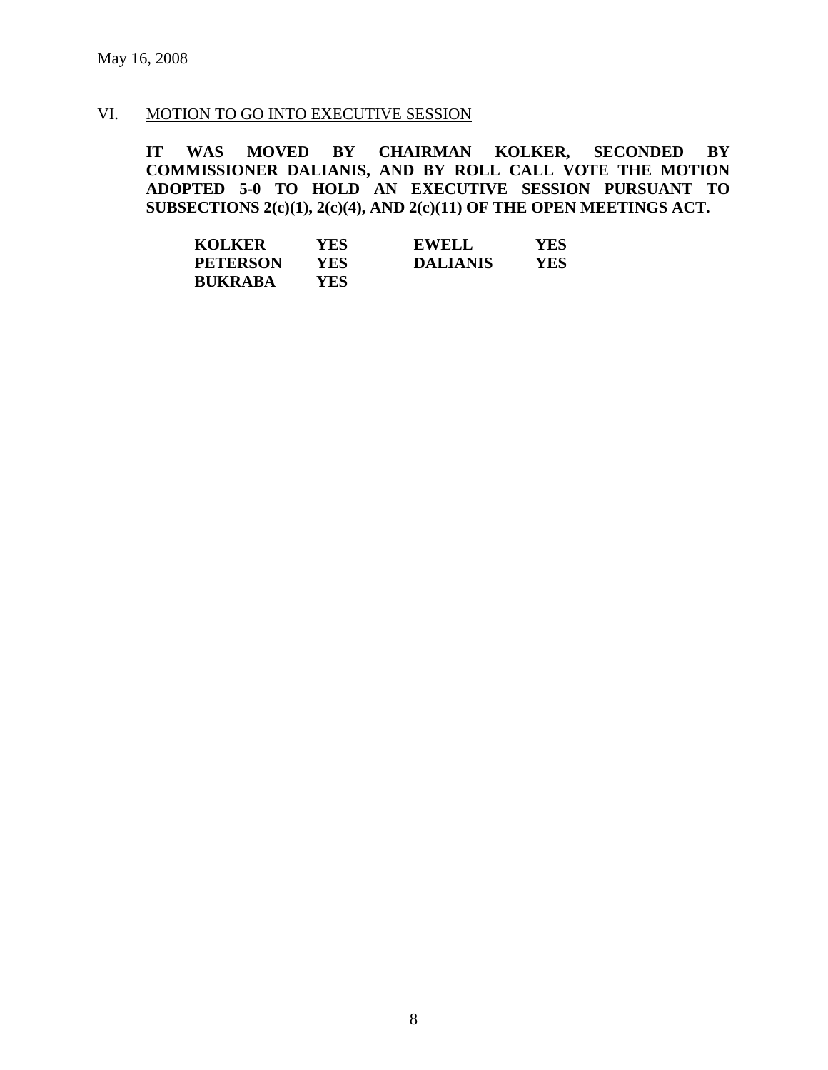May 16, 2008

## VI. MOTION TO GO INTO EXECUTIVE SESSION

**IT WAS MOVED BY CHAIRMAN KOLKER, SECONDED BY COMMISSIONER DALIANIS, AND BY ROLL CALL VOTE THE MOTION ADOPTED 5-0 TO HOLD AN EXECUTIVE SESSION PURSUANT TO SUBSECTIONS 2(c)(1), 2(c)(4), AND 2(c)(11) OF THE OPEN MEETINGS ACT.**

| | | | |
|---|---|---|---|
| **KOLKER** | **YES** | **EWELL** | **YES** |
| **PETERSON** | **YES** | **DALIANIS** | **YES** |
| **BUKRABA** | **YES** | | |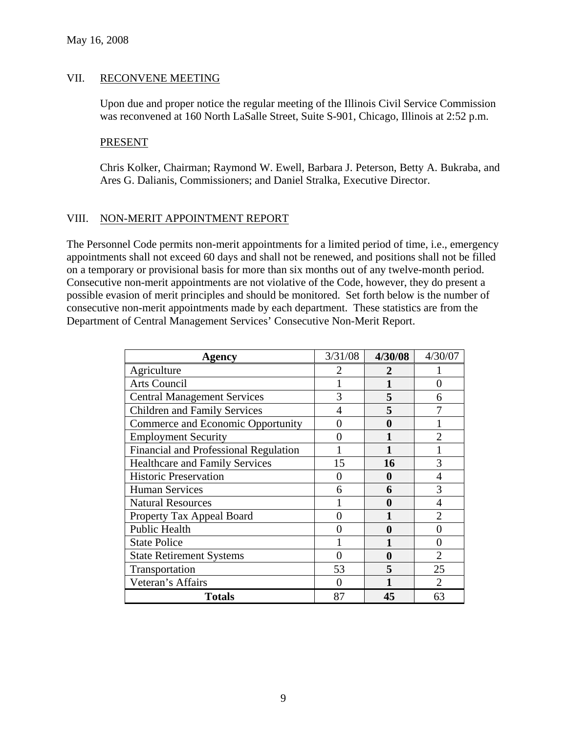May 16, 2008

## VII. RECONVENE MEETING

Upon due and proper notice the regular meeting of the Illinois Civil Service Commission was reconvened at 160 North LaSalle Street, Suite S-901, Chicago, Illinois at 2:52 p.m.

### PRESENT

Chris Kolker, Chairman; Raymond W. Ewell, Barbara J. Peterson, Betty A. Bukraba, and Ares G. Dalianis, Commissioners; and Daniel Stralka, Executive Director.

## VIII. NON-MERIT APPOINTMENT REPORT

The Personnel Code permits non-merit appointments for a limited period of time, i.e., emergency appointments shall not exceed 60 days and shall not be renewed, and positions shall not be filled on a temporary or provisional basis for more than six months out of any twelve-month period. Consecutive non-merit appointments are not violative of the Code, however, they do present a possible evasion of merit principles and should be monitored. Set forth below is the number of consecutive non-merit appointments made by each department. These statistics are from the Department of Central Management Services' Consecutive Non-Merit Report.

| **Agency** | 3/31/08 | **4/30/08** | 4/30/07 |
|---|---|---|---|
| Agriculture | 2 | **2** | 1 |
| Arts Council | 1 | **1** | 0 |
| Central Management Services | 3 | **5** | 6 |
| Children and Family Services | 4 | **5** | 7 |
| Commerce and Economic Opportunity | 0 | **0** | 1 |
| Employment Security | 0 | **1** | 2 |
| Financial and Professional Regulation | 1 | **1** | 1 |
| Healthcare and Family Services | 15 | **16** | 3 |
| Historic Preservation | 0 | **0** | 4 |
| Human Services | 6 | **6** | 3 |
| Natural Resources | 1 | **0** | 4 |
| Property Tax Appeal Board | 0 | **1** | 2 |
| Public Health | 0 | **0** | 0 |
| State Police | 1 | **1** | 0 |
| State Retirement Systems | 0 | **0** | 2 |
| Transportation | 53 | **5** | 25 |
| Veteran's Affairs | 0 | **1** | 2 |
| **Totals** | 87 | **45** | 63 |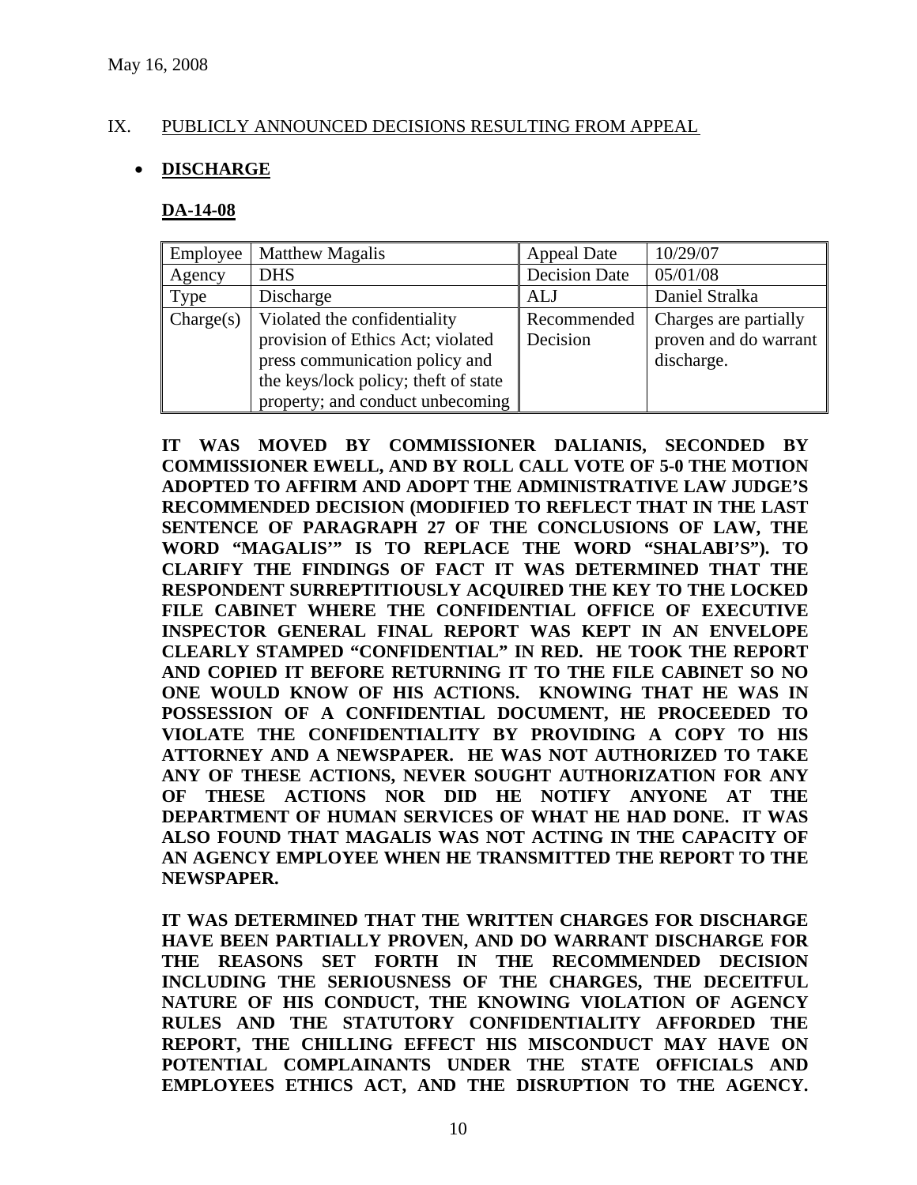May 16, 2008

## IX. PUBLICLY ANNOUNCED DECISIONS RESULTING FROM APPEAL

- **DISCHARGE**

**DA-14-08**

| Employee | Matthew Magalis | Appeal Date | 10/29/07 |
|---|---|---|---|
| Agency | DHS | Decision Date | 05/01/08 |
| Type | Discharge | ALJ | Daniel Stralka |
| Charge(s) | Violated the confidentiality provision of Ethics Act; violated press communication policy and the keys/lock policy; theft of state property; and conduct unbecoming | Recommended Decision | Charges are partially proven and do warrant discharge. |

**IT WAS MOVED BY COMMISSIONER DALIANIS, SECONDED BY COMMISSIONER EWELL, AND BY ROLL CALL VOTE OF 5-0 THE MOTION ADOPTED TO AFFIRM AND ADOPT THE ADMINISTRATIVE LAW JUDGE'S RECOMMENDED DECISION (MODIFIED TO REFLECT THAT IN THE LAST SENTENCE OF PARAGRAPH 27 OF THE CONCLUSIONS OF LAW, THE WORD "MAGALIS'" IS TO REPLACE THE WORD "SHALABI'S"). TO CLARIFY THE FINDINGS OF FACT IT WAS DETERMINED THAT THE RESPONDENT SURREPTITIOUSLY ACQUIRED THE KEY TO THE LOCKED FILE CABINET WHERE THE CONFIDENTIAL OFFICE OF EXECUTIVE INSPECTOR GENERAL FINAL REPORT WAS KEPT IN AN ENVELOPE CLEARLY STAMPED "CONFIDENTIAL" IN RED. HE TOOK THE REPORT AND COPIED IT BEFORE RETURNING IT TO THE FILE CABINET SO NO ONE WOULD KNOW OF HIS ACTIONS. KNOWING THAT HE WAS IN POSSESSION OF A CONFIDENTIAL DOCUMENT, HE PROCEEDED TO VIOLATE THE CONFIDENTIALITY BY PROVIDING A COPY TO HIS ATTORNEY AND A NEWSPAPER. HE WAS NOT AUTHORIZED TO TAKE ANY OF THESE ACTIONS, NEVER SOUGHT AUTHORIZATION FOR ANY OF THESE ACTIONS NOR DID HE NOTIFY ANYONE AT THE DEPARTMENT OF HUMAN SERVICES OF WHAT HE HAD DONE. IT WAS ALSO FOUND THAT MAGALIS WAS NOT ACTING IN THE CAPACITY OF AN AGENCY EMPLOYEE WHEN HE TRANSMITTED THE REPORT TO THE NEWSPAPER.**

**IT WAS DETERMINED THAT THE WRITTEN CHARGES FOR DISCHARGE HAVE BEEN PARTIALLY PROVEN, AND DO WARRANT DISCHARGE FOR THE REASONS SET FORTH IN THE RECOMMENDED DECISION INCLUDING THE SERIOUSNESS OF THE CHARGES, THE DECEITFUL NATURE OF HIS CONDUCT, THE KNOWING VIOLATION OF AGENCY RULES AND THE STATUTORY CONFIDENTIALITY AFFORDED THE REPORT, THE CHILLING EFFECT HIS MISCONDUCT MAY HAVE ON POTENTIAL COMPLAINANTS UNDER THE STATE OFFICIALS AND EMPLOYEES ETHICS ACT, AND THE DISRUPTION TO THE AGENCY.**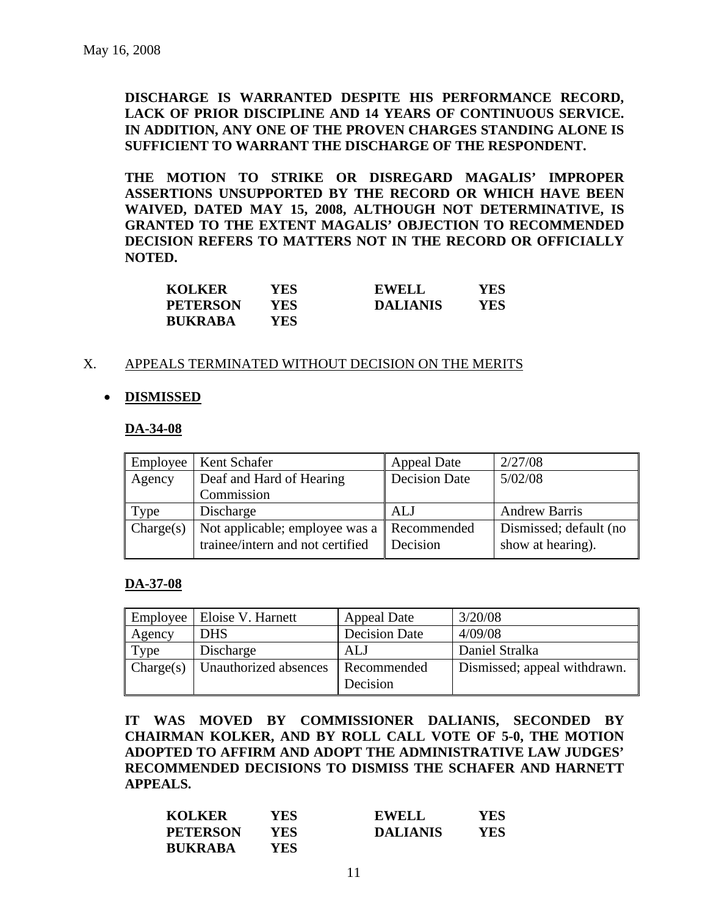May 16, 2008

**DISCHARGE IS WARRANTED DESPITE HIS PERFORMANCE RECORD, LACK OF PRIOR DISCIPLINE AND 14 YEARS OF CONTINUOUS SERVICE. IN ADDITION, ANY ONE OF THE PROVEN CHARGES STANDING ALONE IS SUFFICIENT TO WARRANT THE DISCHARGE OF THE RESPONDENT.**

**THE MOTION TO STRIKE OR DISREGARD MAGALIS' IMPROPER ASSERTIONS UNSUPPORTED BY THE RECORD OR WHICH HAVE BEEN WAIVED, DATED MAY 15, 2008, ALTHOUGH NOT DETERMINATIVE, IS GRANTED TO THE EXTENT MAGALIS' OBJECTION TO RECOMMENDED DECISION REFERS TO MATTERS NOT IN THE RECORD OR OFFICIALLY NOTED.**

| | | | |
|---|---|---|---|
| **KOLKER** | **YES** | **EWELL** | **YES** |
| **PETERSON** | **YES** | **DALIANIS** | **YES** |
| **BUKRABA** | **YES** | | |

X. APPEALS TERMINATED WITHOUT DECISION ON THE MERITS

- **DISMISSED**

**DA-34-08**

| Employee | Kent Schafer | Appeal Date | 2/27/08 |
|---|---|---|---|
| Agency | Deaf and Hard of Hearing Commission | Decision Date | 5/02/08 |
| Type | Discharge | ALJ | Andrew Barris |
| Charge(s) | Not applicable; employee was a trainee/intern and not certified | Recommended Decision | Dismissed; default (no show at hearing). |

**DA-37-08**

| Employee | Eloise V. Harnett | Appeal Date | 3/20/08 |
|---|---|---|---|
| Agency | DHS | Decision Date | 4/09/08 |
| Type | Discharge | ALJ | Daniel Stralka |
| Charge(s) | Unauthorized absences | Recommended Decision | Dismissed; appeal withdrawn. |

**IT WAS MOVED BY COMMISSIONER DALIANIS, SECONDED BY CHAIRMAN KOLKER, AND BY ROLL CALL VOTE OF 5-0, THE MOTION ADOPTED TO AFFIRM AND ADOPT THE ADMINISTRATIVE LAW JUDGES' RECOMMENDED DECISIONS TO DISMISS THE SCHAFER AND HARNETT APPEALS.**

| | | | |
|---|---|---|---|
| **KOLKER** | **YES** | **EWELL** | **YES** |
| **PETERSON** | **YES** | **DALIANIS** | **YES** |
| **BUKRABA** | **YES** | | |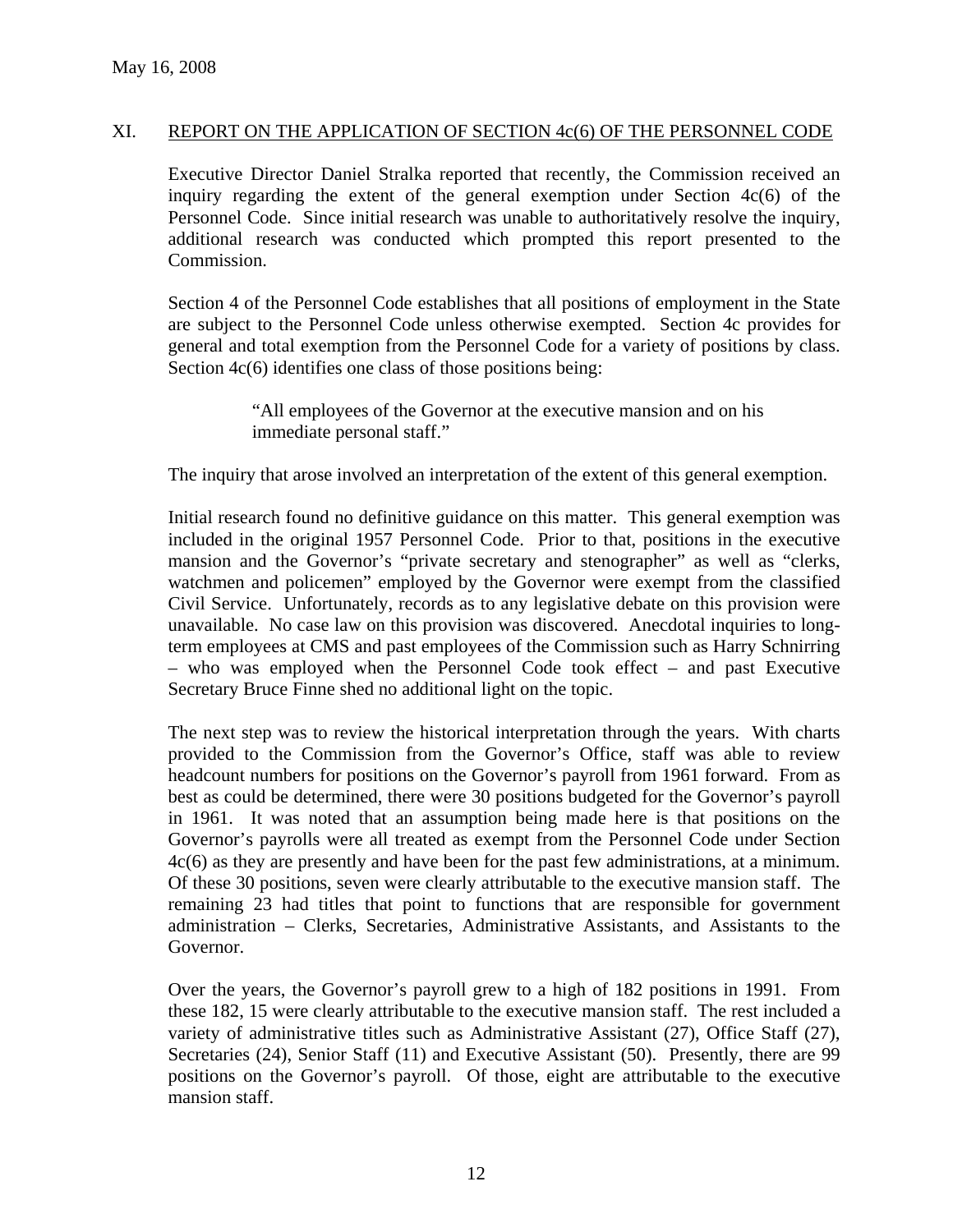## XI. REPORT ON THE APPLICATION OF SECTION 4c(6) OF THE PERSONNEL CODE

Executive Director Daniel Stralka reported that recently, the Commission received an inquiry regarding the extent of the general exemption under Section 4c(6) of the Personnel Code. Since initial research was unable to authoritatively resolve the inquiry, additional research was conducted which prompted this report presented to the Commission.

Section 4 of the Personnel Code establishes that all positions of employment in the State are subject to the Personnel Code unless otherwise exempted. Section 4c provides for general and total exemption from the Personnel Code for a variety of positions by class. Section 4c(6) identifies one class of those positions being:

> "All employees of the Governor at the executive mansion and on his immediate personal staff."

The inquiry that arose involved an interpretation of the extent of this general exemption.

Initial research found no definitive guidance on this matter. This general exemption was included in the original 1957 Personnel Code. Prior to that, positions in the executive mansion and the Governor's "private secretary and stenographer" as well as "clerks, watchmen and policemen" employed by the Governor were exempt from the classified Civil Service. Unfortunately, records as to any legislative debate on this provision were unavailable. No case law on this provision was discovered. Anecdotal inquiries to long-term employees at CMS and past employees of the Commission such as Harry Schnirring – who was employed when the Personnel Code took effect – and past Executive Secretary Bruce Finne shed no additional light on the topic.

The next step was to review the historical interpretation through the years. With charts provided to the Commission from the Governor's Office, staff was able to review headcount numbers for positions on the Governor's payroll from 1961 forward. From as best as could be determined, there were 30 positions budgeted for the Governor's payroll in 1961. It was noted that an assumption being made here is that positions on the Governor's payrolls were all treated as exempt from the Personnel Code under Section 4c(6) as they are presently and have been for the past few administrations, at a minimum. Of these 30 positions, seven were clearly attributable to the executive mansion staff. The remaining 23 had titles that point to functions that are responsible for government administration – Clerks, Secretaries, Administrative Assistants, and Assistants to the Governor.

Over the years, the Governor's payroll grew to a high of 182 positions in 1991. From these 182, 15 were clearly attributable to the executive mansion staff. The rest included a variety of administrative titles such as Administrative Assistant (27), Office Staff (27), Secretaries (24), Senior Staff (11) and Executive Assistant (50). Presently, there are 99 positions on the Governor's payroll. Of those, eight are attributable to the executive mansion staff.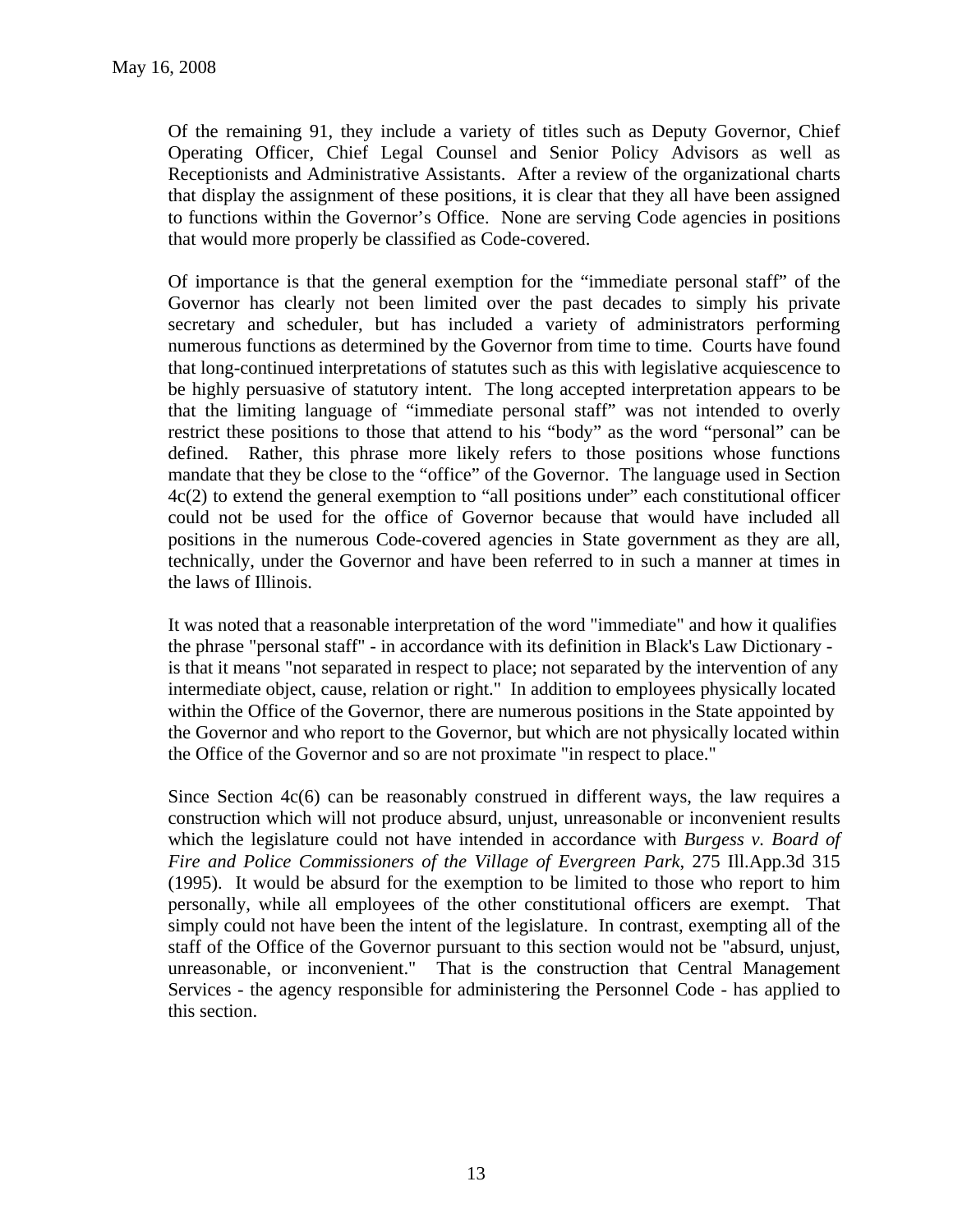Of the remaining 91, they include a variety of titles such as Deputy Governor, Chief Operating Officer, Chief Legal Counsel and Senior Policy Advisors as well as Receptionists and Administrative Assistants. After a review of the organizational charts that display the assignment of these positions, it is clear that they all have been assigned to functions within the Governor's Office. None are serving Code agencies in positions that would more properly be classified as Code-covered.

Of importance is that the general exemption for the "immediate personal staff" of the Governor has clearly not been limited over the past decades to simply his private secretary and scheduler, but has included a variety of administrators performing numerous functions as determined by the Governor from time to time. Courts have found that long-continued interpretations of statutes such as this with legislative acquiescence to be highly persuasive of statutory intent. The long accepted interpretation appears to be that the limiting language of "immediate personal staff" was not intended to overly restrict these positions to those that attend to his "body" as the word "personal" can be defined. Rather, this phrase more likely refers to those positions whose functions mandate that they be close to the "office" of the Governor. The language used in Section 4c(2) to extend the general exemption to "all positions under" each constitutional officer could not be used for the office of Governor because that would have included all positions in the numerous Code-covered agencies in State government as they are all, technically, under the Governor and have been referred to in such a manner at times in the laws of Illinois.

It was noted that a reasonable interpretation of the word "immediate" and how it qualifies the phrase "personal staff" - in accordance with its definition in Black's Law Dictionary - is that it means "not separated in respect to place; not separated by the intervention of any intermediate object, cause, relation or right." In addition to employees physically located within the Office of the Governor, there are numerous positions in the State appointed by the Governor and who report to the Governor, but which are not physically located within the Office of the Governor and so are not proximate "in respect to place."

Since Section 4c(6) can be reasonably construed in different ways, the law requires a construction which will not produce absurd, unjust, unreasonable or inconvenient results which the legislature could not have intended in accordance with *Burgess v. Board of Fire and Police Commissioners of the Village of Evergreen Park*, 275 Ill.App.3d 315 (1995). It would be absurd for the exemption to be limited to those who report to him personally, while all employees of the other constitutional officers are exempt. That simply could not have been the intent of the legislature. In contrast, exempting all of the staff of the Office of the Governor pursuant to this section would not be "absurd, unjust, unreasonable, or inconvenient." That is the construction that Central Management Services - the agency responsible for administering the Personnel Code - has applied to this section.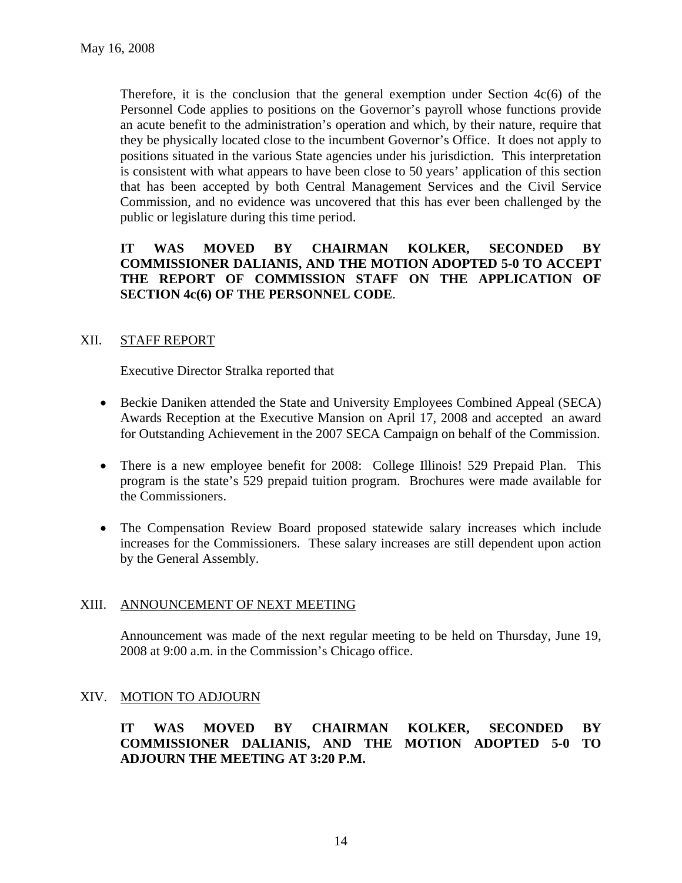Therefore, it is the conclusion that the general exemption under Section 4c(6) of the Personnel Code applies to positions on the Governor's payroll whose functions provide an acute benefit to the administration's operation and which, by their nature, require that they be physically located close to the incumbent Governor's Office. It does not apply to positions situated in the various State agencies under his jurisdiction. This interpretation is consistent with what appears to have been close to 50 years' application of this section that has been accepted by both Central Management Services and the Civil Service Commission, and no evidence was uncovered that this has ever been challenged by the public or legislature during this time period.

**IT WAS MOVED BY CHAIRMAN KOLKER, SECONDED BY COMMISSIONER DALIANIS, AND THE MOTION ADOPTED 5-0 TO ACCEPT THE REPORT OF COMMISSION STAFF ON THE APPLICATION OF SECTION 4c(6) OF THE PERSONNEL CODE**.

## XII. STAFF REPORT

Executive Director Stralka reported that

- Beckie Daniken attended the State and University Employees Combined Appeal (SECA) Awards Reception at the Executive Mansion on April 17, 2008 and accepted an award for Outstanding Achievement in the 2007 SECA Campaign on behalf of the Commission.
- There is a new employee benefit for 2008: College Illinois! 529 Prepaid Plan. This program is the state's 529 prepaid tuition program. Brochures were made available for the Commissioners.
- The Compensation Review Board proposed statewide salary increases which include increases for the Commissioners. These salary increases are still dependent upon action by the General Assembly.

## XIII. ANNOUNCEMENT OF NEXT MEETING

Announcement was made of the next regular meeting to be held on Thursday, June 19, 2008 at 9:00 a.m. in the Commission's Chicago office.

## XIV. MOTION TO ADJOURN

**IT WAS MOVED BY CHAIRMAN KOLKER, SECONDED BY COMMISSIONER DALIANIS, AND THE MOTION ADOPTED 5-0 TO ADJOURN THE MEETING AT 3:20 P.M.**